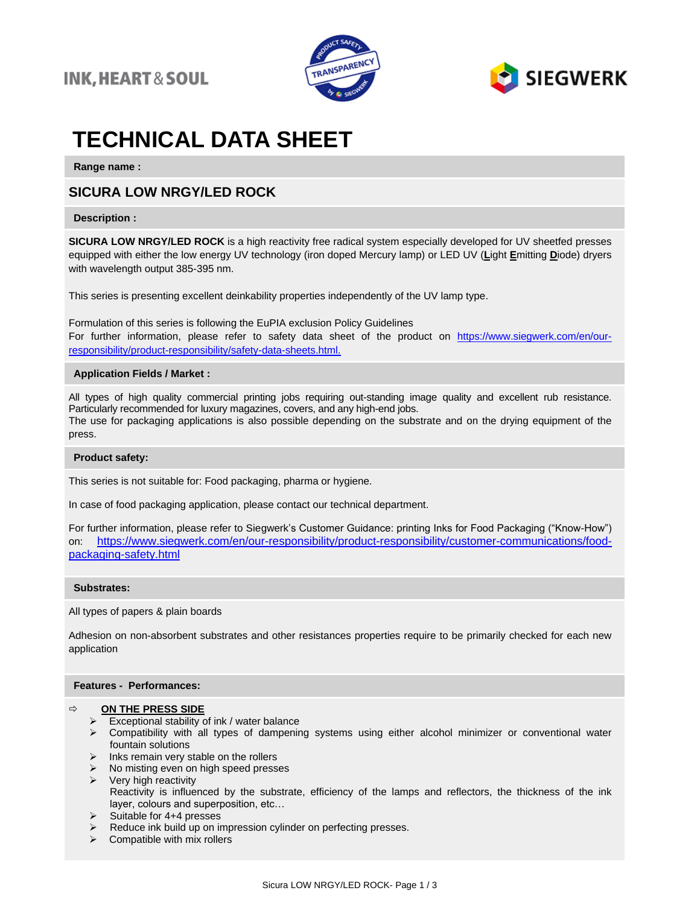INK, HEART & SOUL

SIEGWERK

# TECHNICAL DATA SHEET

**Range name :**

## SICURA LOW NRGY/LED ROCK

**Description :**

**SICURA LOW NRGY/LED ROCK** is a high reactivity free radical system especially developed for UV sheetfed presses equipped with either the low energy UV technology (iron doped Mercury lamp) or LED UV (**L**ight **E**mitting **D**iode) dryers with wavelength output 385-395 nm.

This series is presenting excellent deinkability properties independently of the UV lamp type.

Formulation of this series is following the EuPIA exclusion Policy Guidelines
For further information, please refer to safety data sheet of the product on https://www.siegwerk.com/en/our-responsibility/product-responsibility/safety-data-sheets.html.

**Application Fields / Market :**

All types of high quality commercial printing jobs requiring out-standing image quality and excellent rub resistance. Particularly recommended for luxury magazines, covers, and any high-end jobs.
The use for packaging applications is also possible depending on the substrate and on the drying equipment of the press.

**Product safety:**

This series is not suitable for: Food packaging, pharma or hygiene.

In case of food packaging application, please contact our technical department.

For further information, please refer to Siegwerk's Customer Guidance: printing Inks for Food Packaging ("Know-How") on: https://www.siegwerk.com/en/our-responsibility/product-responsibility/customer-communications/food-packaging-safety.html

**Substrates:**

All types of papers & plain boards

Adhesion on non-absorbent substrates and other resistances properties require to be primarily checked for each new application

**Features - Performances:**

⇨ **ON THE PRESS SIDE**

- Exceptional stability of ink / water balance
- Compatibility with all types of dampening systems using either alcohol minimizer or conventional water fountain solutions
- Inks remain very stable on the rollers
- No misting even on high speed presses
- Very high reactivity
  Reactivity is influenced by the substrate, efficiency of the lamps and reflectors, the thickness of the ink layer, colours and superposition, etc…
- Suitable for 4+4 presses
- Reduce ink build up on impression cylinder on perfecting presses.
- Compatible with mix rollers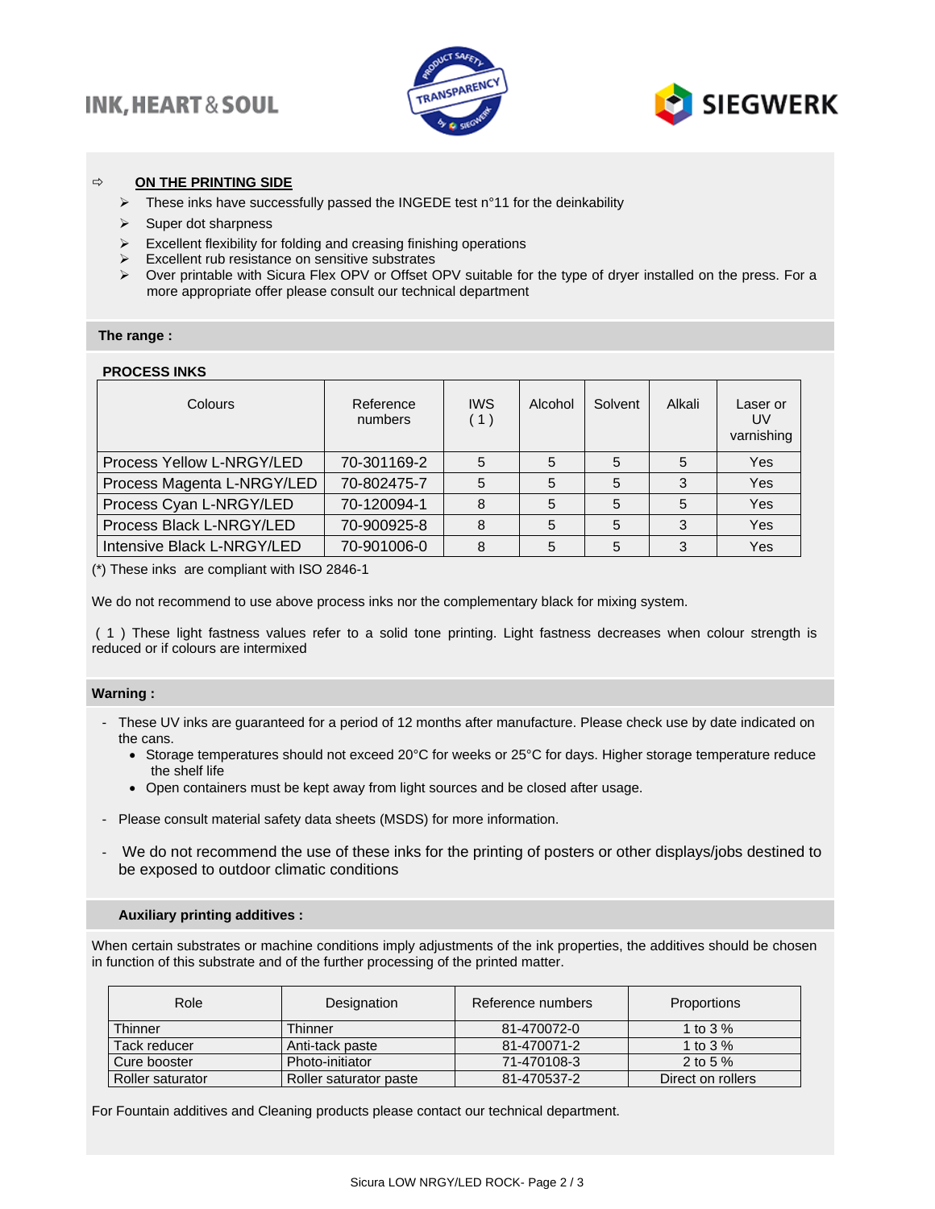⇨ **ON THE PRINTING SIDE**

- These inks have successfully passed the INGEDE test n°11 for the deinkability
- Super dot sharpness
- Excellent flexibility for folding and creasing finishing operations
- Excellent rub resistance on sensitive substrates
- Over printable with Sicura Flex OPV or Offset OPV suitable for the type of dryer installed on the press. For a more appropriate offer please consult our technical department

**The range :**

**PROCESS INKS**

| Colours | Reference numbers | IWS ( 1 ) | Alcohol | Solvent | Alkali | Laser or UV varnishing |
|---|---|---|---|---|---|---|
| Process Yellow L-NRGY/LED | 70-301169-2 | 5 | 5 | 5 | 5 | Yes |
| Process Magenta L-NRGY/LED | 70-802475-7 | 5 | 5 | 5 | 3 | Yes |
| Process Cyan L-NRGY/LED | 70-120094-1 | 8 | 5 | 5 | 5 | Yes |
| Process Black L-NRGY/LED | 70-900925-8 | 8 | 5 | 5 | 3 | Yes |
| Intensive Black L-NRGY/LED | 70-901006-0 | 8 | 5 | 5 | 3 | Yes |

(*) These inks are compliant with ISO 2846-1

We do not recommend to use above process inks nor the complementary black for mixing system.

( 1 ) These light fastness values refer to a solid tone printing. Light fastness decreases when colour strength is reduced or if colours are intermixed

**Warning :**

- These UV inks are guaranteed for a period of 12 months after manufacture. Please check use by date indicated on the cans.
  - Storage temperatures should not exceed 20°C for weeks or 25°C for days. Higher storage temperature reduce the shelf life
  - Open containers must be kept away from light sources and be closed after usage.
- Please consult material safety data sheets (MSDS) for more information.
- We do not recommend the use of these inks for the printing of posters or other displays/jobs destined to be exposed to outdoor climatic conditions

**Auxiliary printing additives :**

When certain substrates or machine conditions imply adjustments of the ink properties, the additives should be chosen in function of this substrate and of the further processing of the printed matter.

| Role | Designation | Reference numbers | Proportions |
|---|---|---|---|
| Thinner | Thinner | 81-470072-0 | 1 to 3 % |
| Tack reducer | Anti-tack paste | 81-470071-2 | 1 to 3 % |
| Cure booster | Photo-initiator | 71-470108-3 | 2 to 5 % |
| Roller saturator | Roller saturator paste | 81-470537-2 | Direct on rollers |

For Fountain additives and Cleaning products please contact our technical department.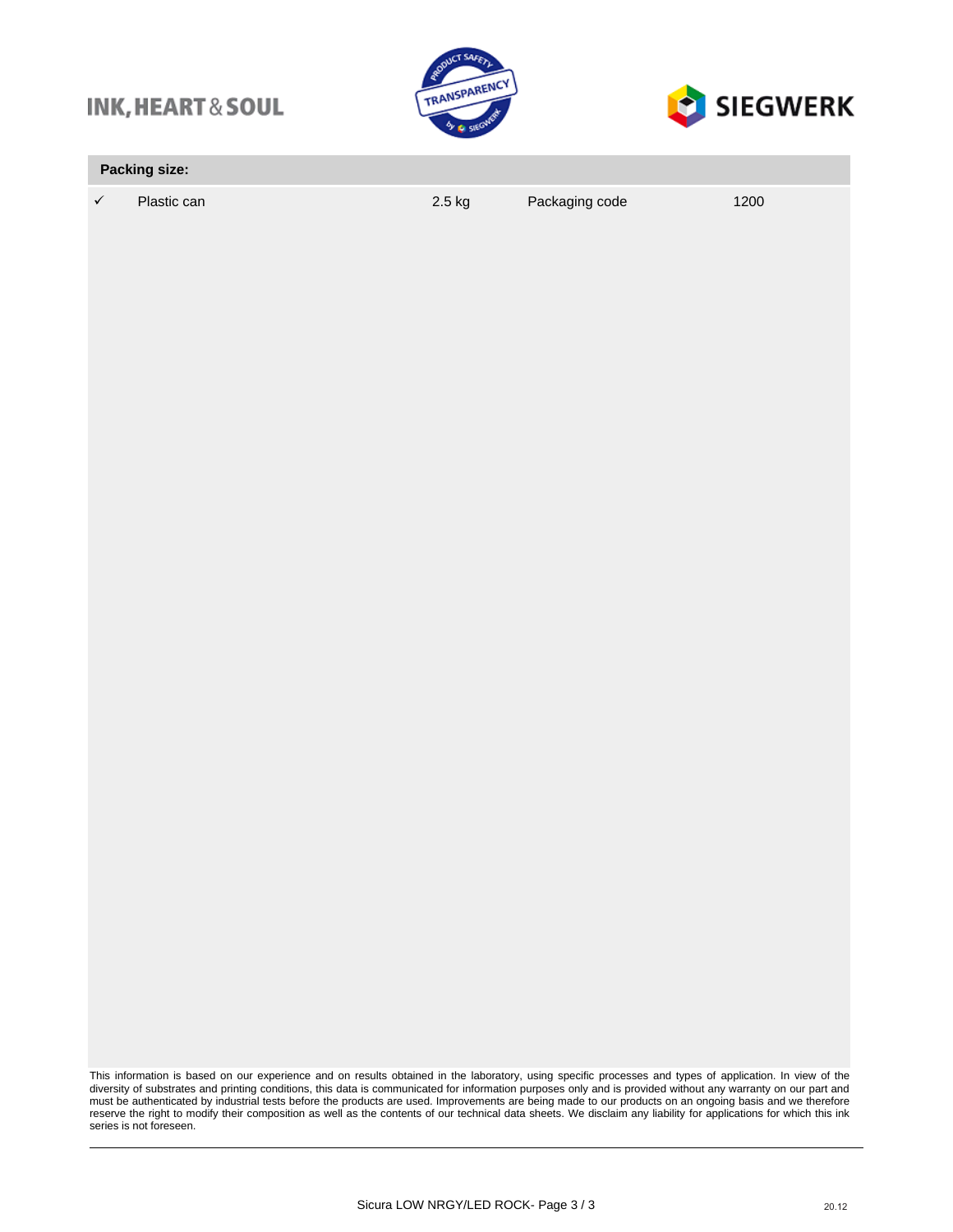**Packing size:**

| | | | | |
|---|---|---|---|---|
| ✓ | Plastic can | 2.5 kg | Packaging code | 1200 |

This information is based on our experience and on results obtained in the laboratory, using specific processes and types of application. In view of the diversity of substrates and printing conditions, this data is communicated for information purposes only and is provided without any warranty on our part and must be authenticated by industrial tests before the products are used. Improvements are being made to our products on an ongoing basis and we therefore reserve the right to modify their composition as well as the contents of our technical data sheets. We disclaim any liability for applications for which this ink series is not foreseen.